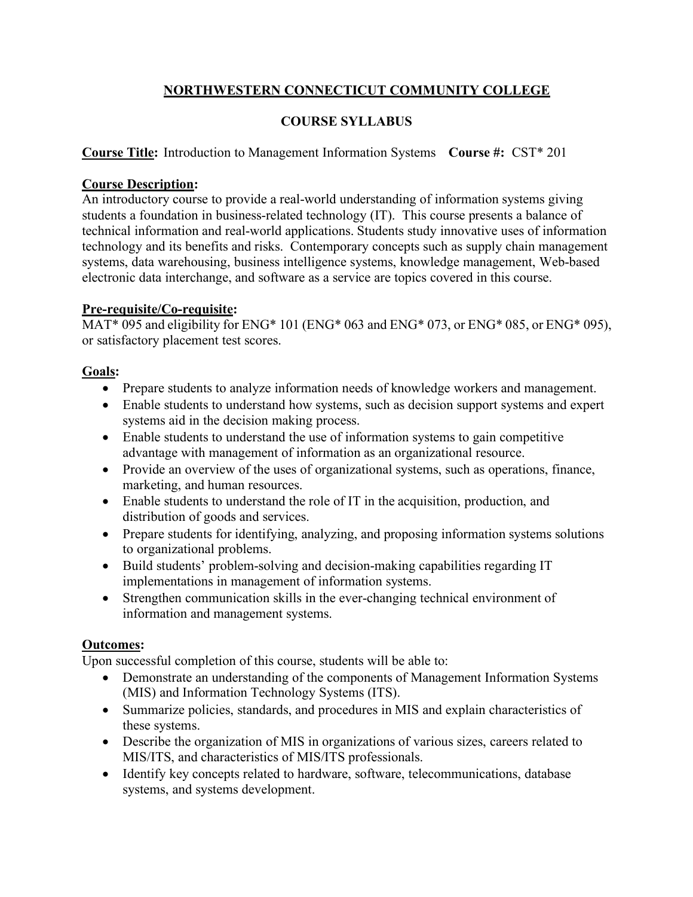# NORTHWESTERN CONNECTICUT COMMUNITY COLLEGE

## COURSE SYLLABUS

**Course Title:** Introduction to Management Information Systems **Course #:** CST* 201

**Course Description:**
An introductory course to provide a real-world understanding of information systems giving students a foundation in business-related technology (IT). This course presents a balance of technical information and real-world applications. Students study innovative uses of information technology and its benefits and risks. Contemporary concepts such as supply chain management systems, data warehousing, business intelligence systems, knowledge management, Web-based electronic data interchange, and software as a service are topics covered in this course.

**Pre-requisite/Co-requisite:**
MAT* 095 and eligibility for ENG* 101 (ENG* 063 and ENG* 073, or ENG* 085, or ENG* 095), or satisfactory placement test scores.

**Goals:**

- Prepare students to analyze information needs of knowledge workers and management.
- Enable students to understand how systems, such as decision support systems and expert systems aid in the decision making process.
- Enable students to understand the use of information systems to gain competitive advantage with management of information as an organizational resource.
- Provide an overview of the uses of organizational systems, such as operations, finance, marketing, and human resources.
- Enable students to understand the role of IT in the acquisition, production, and distribution of goods and services.
- Prepare students for identifying, analyzing, and proposing information systems solutions to organizational problems.
- Build students' problem-solving and decision-making capabilities regarding IT implementations in management of information systems.
- Strengthen communication skills in the ever-changing technical environment of information and management systems.

**Outcomes:**
Upon successful completion of this course, students will be able to:

- Demonstrate an understanding of the components of Management Information Systems (MIS) and Information Technology Systems (ITS).
- Summarize policies, standards, and procedures in MIS and explain characteristics of these systems.
- Describe the organization of MIS in organizations of various sizes, careers related to MIS/ITS, and characteristics of MIS/ITS professionals.
- Identify key concepts related to hardware, software, telecommunications, database systems, and systems development.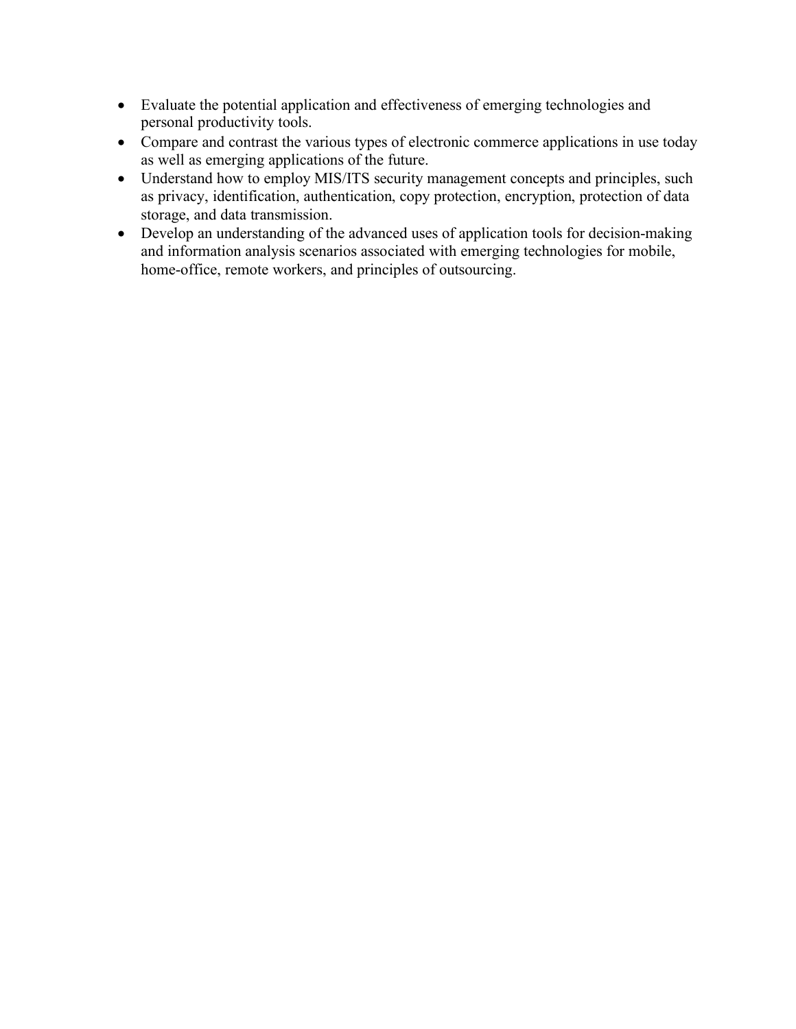- Evaluate the potential application and effectiveness of emerging technologies and personal productivity tools.
- Compare and contrast the various types of electronic commerce applications in use today as well as emerging applications of the future.
- Understand how to employ MIS/ITS security management concepts and principles, such as privacy, identification, authentication, copy protection, encryption, protection of data storage, and data transmission.
- Develop an understanding of the advanced uses of application tools for decision-making and information analysis scenarios associated with emerging technologies for mobile, home-office, remote workers, and principles of outsourcing.